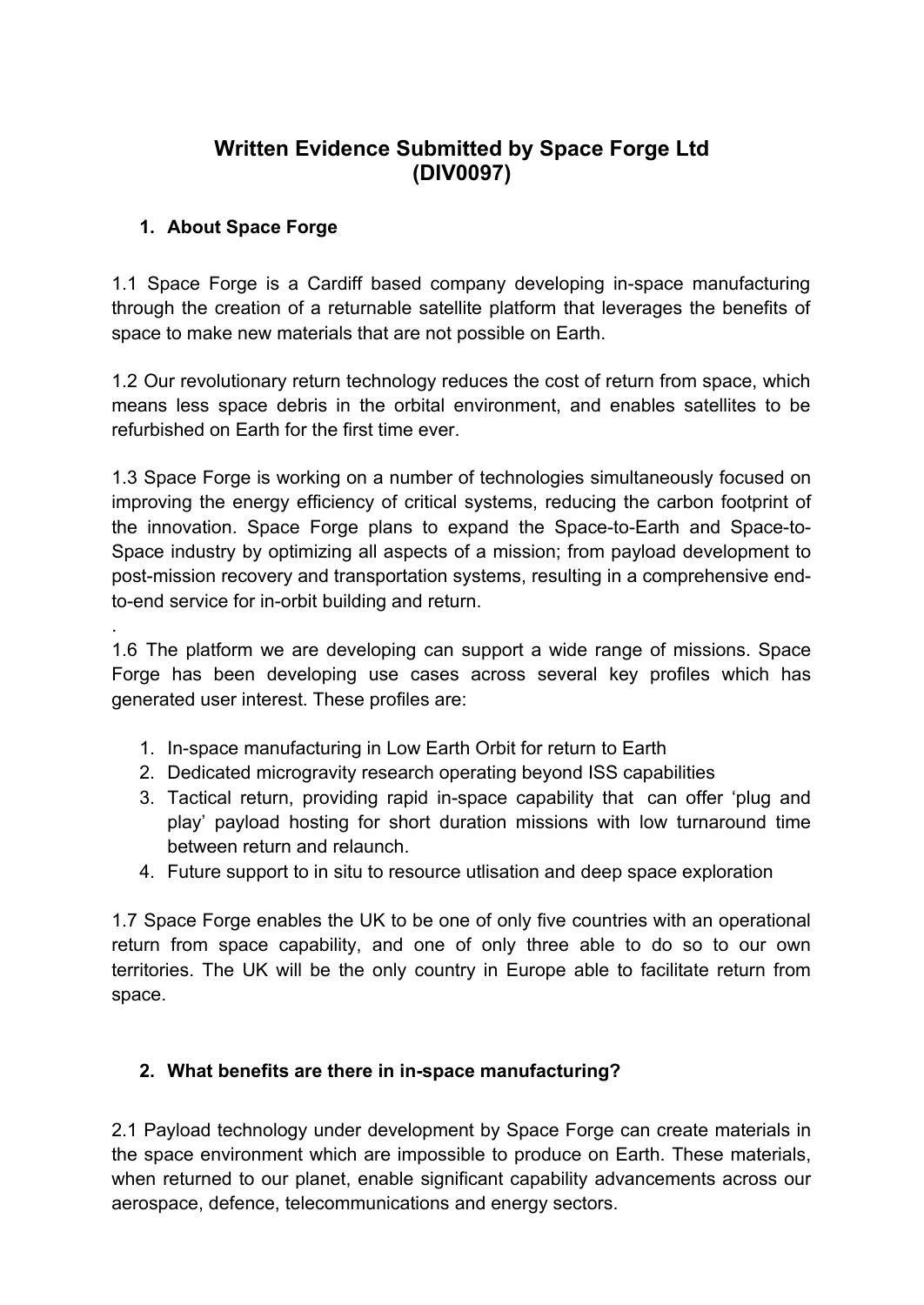# Written Evidence Submitted by Space Forge Ltd (DIV0097)

## 1. About Space Forge

1.1 Space Forge is a Cardiff based company developing in-space manufacturing through the creation of a returnable satellite platform that leverages the benefits of space to make new materials that are not possible on Earth.

1.2 Our revolutionary return technology reduces the cost of return from space, which means less space debris in the orbital environment, and enables satellites to be refurbished on Earth for the first time ever.

1.3 Space Forge is working on a number of technologies simultaneously focused on improving the energy efficiency of critical systems, reducing the carbon footprint of the innovation. Space Forge plans to expand the Space-to-Earth and Space-to-Space industry by optimizing all aspects of a mission; from payload development to post-mission recovery and transportation systems, resulting in a comprehensive end-to-end service for in-orbit building and return.

.

1.6 The platform we are developing can support a wide range of missions. Space Forge has been developing use cases across several key profiles which has generated user interest. These profiles are:

1. In-space manufacturing in Low Earth Orbit for return to Earth
2. Dedicated microgravity research operating beyond ISS capabilities
3. Tactical return, providing rapid in-space capability that can offer 'plug and play' payload hosting for short duration missions with low turnaround time between return and relaunch.
4. Future support to in situ to resource utlisation and deep space exploration

1.7 Space Forge enables the UK to be one of only five countries with an operational return from space capability, and one of only three able to do so to our own territories. The UK will be the only country in Europe able to facilitate return from space.

## 2. What benefits are there in in-space manufacturing?

2.1 Payload technology under development by Space Forge can create materials in the space environment which are impossible to produce on Earth. These materials, when returned to our planet, enable significant capability advancements across our aerospace, defence, telecommunications and energy sectors.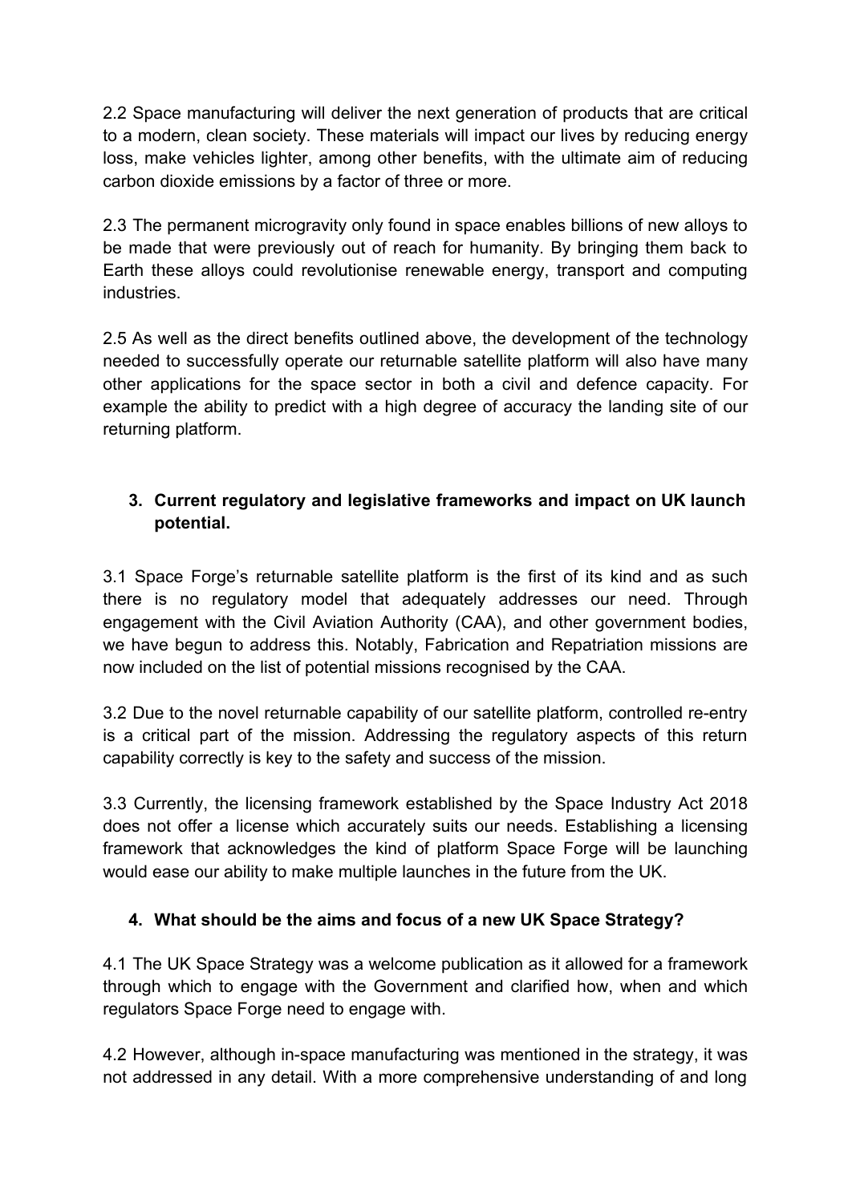2.2 Space manufacturing will deliver the next generation of products that are critical to a modern, clean society. These materials will impact our lives by reducing energy loss, make vehicles lighter, among other benefits, with the ultimate aim of reducing carbon dioxide emissions by a factor of three or more.

2.3 The permanent microgravity only found in space enables billions of new alloys to be made that were previously out of reach for humanity. By bringing them back to Earth these alloys could revolutionise renewable energy, transport and computing industries.

2.5 As well as the direct benefits outlined above, the development of the technology needed to successfully operate our returnable satellite platform will also have many other applications for the space sector in both a civil and defence capacity. For example the ability to predict with a high degree of accuracy the landing site of our returning platform.

## 3. Current regulatory and legislative frameworks and impact on UK launch potential.

3.1 Space Forge's returnable satellite platform is the first of its kind and as such there is no regulatory model that adequately addresses our need. Through engagement with the Civil Aviation Authority (CAA), and other government bodies, we have begun to address this. Notably, Fabrication and Repatriation missions are now included on the list of potential missions recognised by the CAA.

3.2 Due to the novel returnable capability of our satellite platform, controlled re-entry is a critical part of the mission. Addressing the regulatory aspects of this return capability correctly is key to the safety and success of the mission.

3.3 Currently, the licensing framework established by the Space Industry Act 2018 does not offer a license which accurately suits our needs. Establishing a licensing framework that acknowledges the kind of platform Space Forge will be launching would ease our ability to make multiple launches in the future from the UK.

## 4. What should be the aims and focus of a new UK Space Strategy?

4.1 The UK Space Strategy was a welcome publication as it allowed for a framework through which to engage with the Government and clarified how, when and which regulators Space Forge need to engage with.

4.2 However, although in-space manufacturing was mentioned in the strategy, it was not addressed in any detail. With a more comprehensive understanding of and long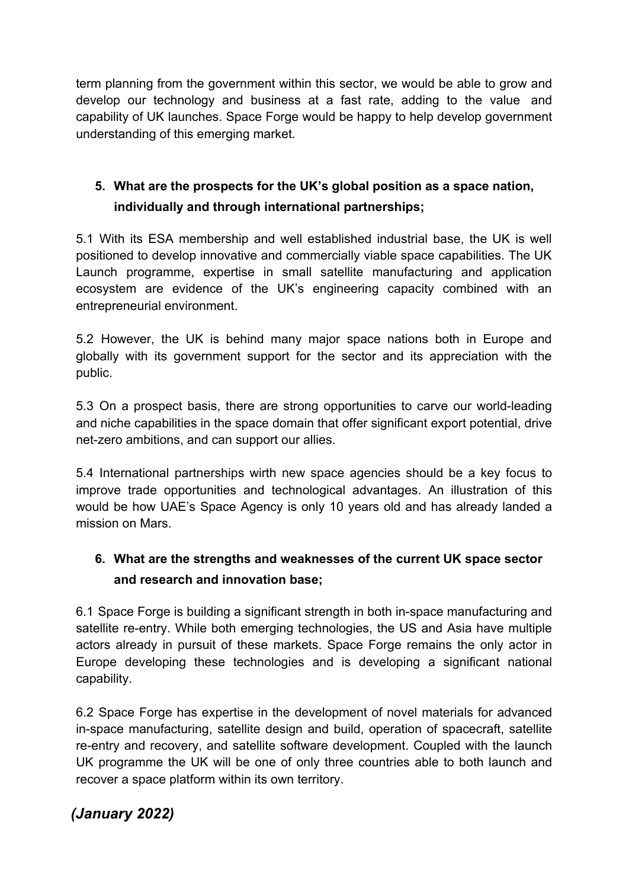term planning from the government within this sector, we would be able to grow and develop our technology and business at a fast rate, adding to the value and capability of UK launches. Space Forge would be happy to help develop government understanding of this emerging market.

5. **What are the prospects for the UK's global position as a space nation, individually and through international partnerships;**

5.1 With its ESA membership and well established industrial base, the UK is well positioned to develop innovative and commercially viable space capabilities. The UK Launch programme, expertise in small satellite manufacturing and application ecosystem are evidence of the UK's engineering capacity combined with an entrepreneurial environment.

5.2 However, the UK is behind many major space nations both in Europe and globally with its government support for the sector and its appreciation with the public.

5.3 On a prospect basis, there are strong opportunities to carve our world-leading and niche capabilities in the space domain that offer significant export potential, drive net-zero ambitions, and can support our allies.

5.4 International partnerships wirth new space agencies should be a key focus to improve trade opportunities and technological advantages. An illustration of this would be how UAE's Space Agency is only 10 years old and has already landed a mission on Mars.

6. **What are the strengths and weaknesses of the current UK space sector and research and innovation base;**

6.1 Space Forge is building a significant strength in both in-space manufacturing and satellite re-entry. While both emerging technologies, the US and Asia have multiple actors already in pursuit of these markets. Space Forge remains the only actor in Europe developing these technologies and is developing a significant national capability.

6.2 Space Forge has expertise in the development of novel materials for advanced in-space manufacturing, satellite design and build, operation of spacecraft, satellite re-entry and recovery, and satellite software development. Coupled with the launch UK programme the UK will be one of only three countries able to both launch and recover a space platform within its own territory.

***(January 2022)***